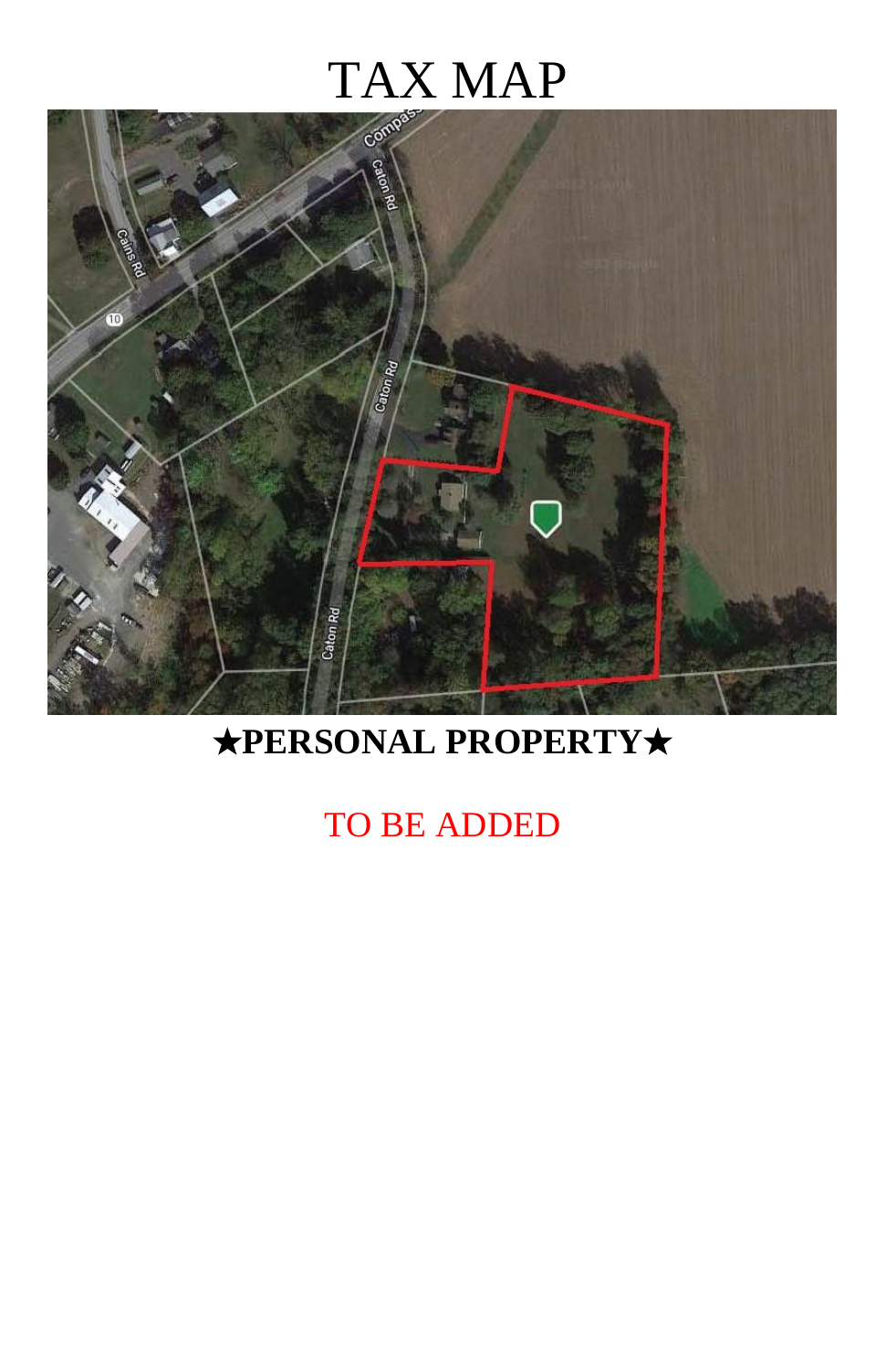# TAX MAP

**★PERSONAL PROPERTY★**

TO BE ADDED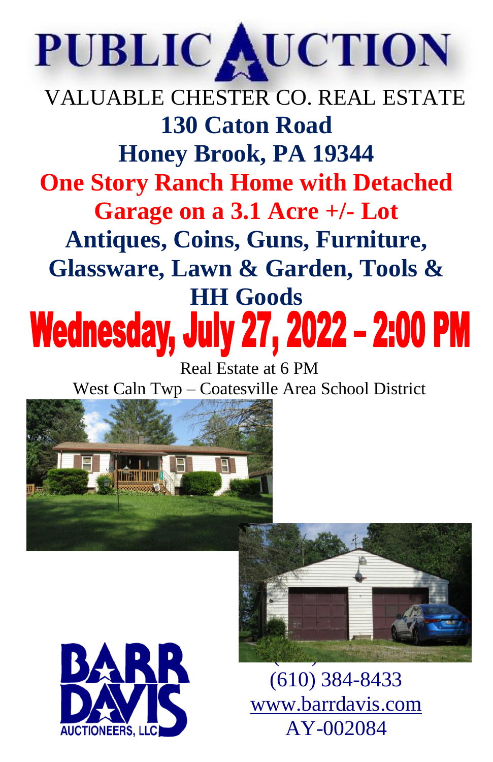# PUBLIC AUCTION

VALUABLE CHESTER CO. REAL ESTATE

## 130 Caton Road

## Honey Brook, PA 19344

## One Story Ranch Home with Detached Garage on a 3.1 Acre +/- Lot

## Antiques, Coins, Guns, Furniture, Glassware, Lawn & Garden, Tools & HH Goods

# Wednesday, July 27, 2022 – 2:00 PM

Real Estate at 6 PM

West Caln Twp – Coatesville Area School District

BARR DAVIS AUCTIONEERS, LLC

(610) 384-8433

www.barrdavis.com

AY-002084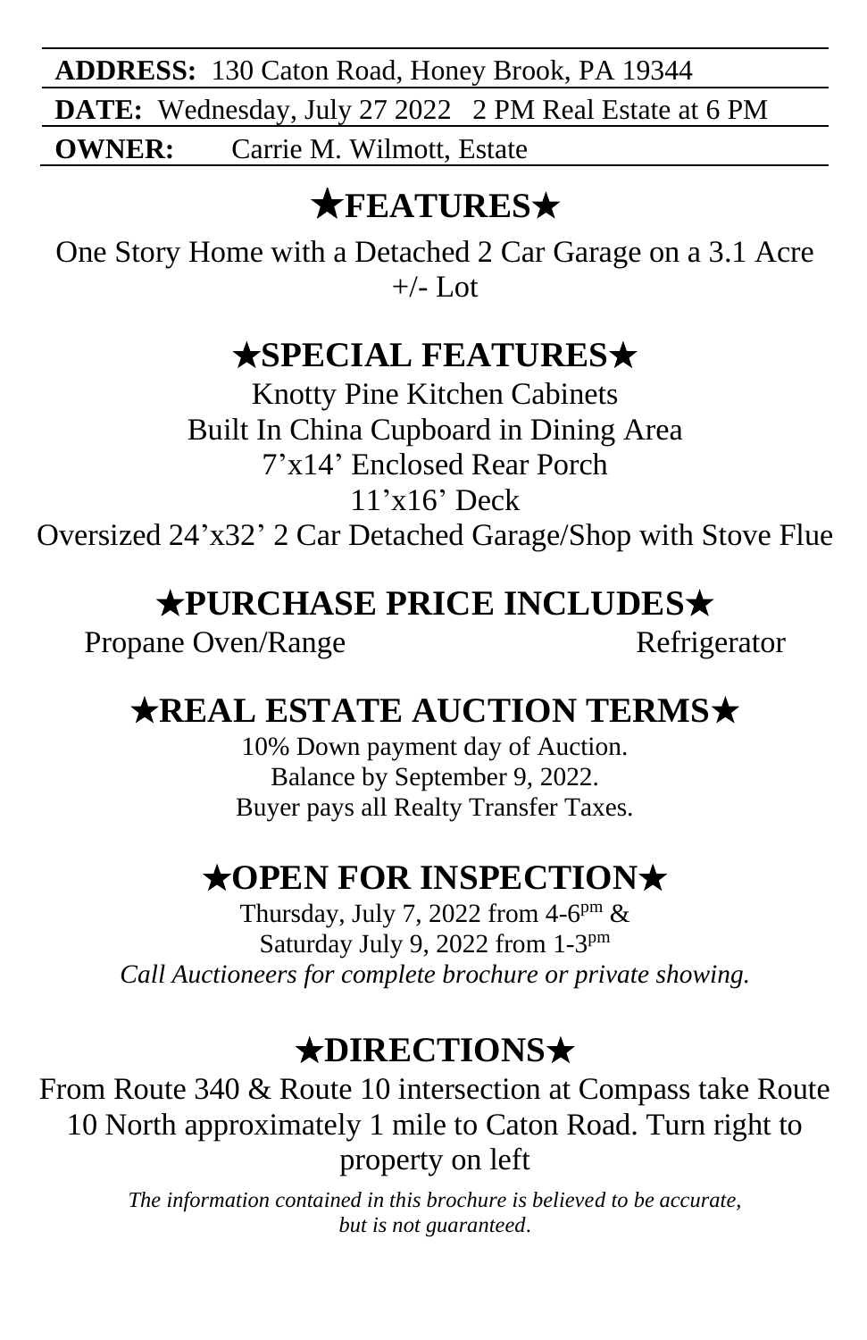**ADDRESS:** 130 Caton Road, Honey Brook, PA 19344

**DATE:** Wednesday, July 27 2022 2 PM Real Estate at 6 PM

**OWNER:** Carrie M. Wilmott, Estate

## ★FEATURES★

One Story Home with a Detached 2 Car Garage on a 3.1 Acre +/- Lot

## ★SPECIAL FEATURES★

Knotty Pine Kitchen Cabinets

Built In China Cupboard in Dining Area

7'x14' Enclosed Rear Porch

11'x16' Deck

Oversized 24'x32' 2 Car Detached Garage/Shop with Stove Flue

## ★PURCHASE PRICE INCLUDES★

Propane Oven/Range

Refrigerator

## ★REAL ESTATE AUCTION TERMS★

10% Down payment day of Auction.

Balance by September 9, 2022.

Buyer pays all Realty Transfer Taxes.

## ★OPEN FOR INSPECTION★

Thursday, July 7, 2022 from 4-6pm &

Saturday July 9, 2022 from 1-3pm

*Call Auctioneers for complete brochure or private showing.*

## ★DIRECTIONS★

From Route 340 & Route 10 intersection at Compass take Route 10 North approximately 1 mile to Caton Road. Turn right to property on left

*The information contained in this brochure is believed to be accurate, but is not guaranteed.*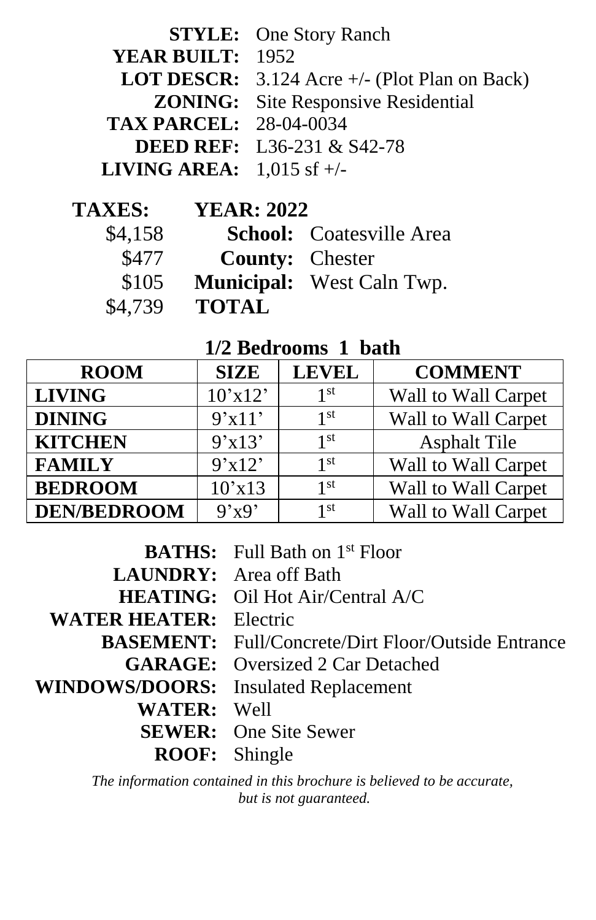**STYLE:** One Story Ranch
**YEAR BUILT:** 1952
**LOT DESCR:** 3.124 Acre +/- (Plot Plan on Back)
**ZONING:** Site Responsive Residential
**TAX PARCEL:** 28-04-0034
**DEED REF:** L36-231 & S42-78
**LIVING AREA:** 1,015 sf +/-

| **TAXES:** | **YEAR: 2022** | |
|---|---|---|
| $4,158 | **School:** | Coatesville Area |
| $477 | **County:** | Chester |
| $105 | **Municipal:** | West Caln Twp. |
| $4,739 | **TOTAL** | |

**1/2 Bedrooms 1 bath**

| ROOM | SIZE | LEVEL | COMMENT |
|---|---|---|---|
| **LIVING** | 10'x12' | 1st | Wall to Wall Carpet |
| **DINING** | 9'x11' | 1st | Wall to Wall Carpet |
| **KITCHEN** | 9'x13' | 1st | Asphalt Tile |
| **FAMILY** | 9'x12' | 1st | Wall to Wall Carpet |
| **BEDROOM** | 10'x13 | 1st | Wall to Wall Carpet |
| **DEN/BEDROOM** | 9'x9' | 1st | Wall to Wall Carpet |

**BATHS:** Full Bath on 1st Floor
**LAUNDRY:** Area off Bath
**HEATING:** Oil Hot Air/Central A/C
**WATER HEATER:** Electric
**BASEMENT:** Full/Concrete/Dirt Floor/Outside Entrance
**GARAGE:** Oversized 2 Car Detached
**WINDOWS/DOORS:** Insulated Replacement
**WATER:** Well
**SEWER:** One Site Sewer
**ROOF:** Shingle

*The information contained in this brochure is believed to be accurate, but is not guaranteed.*